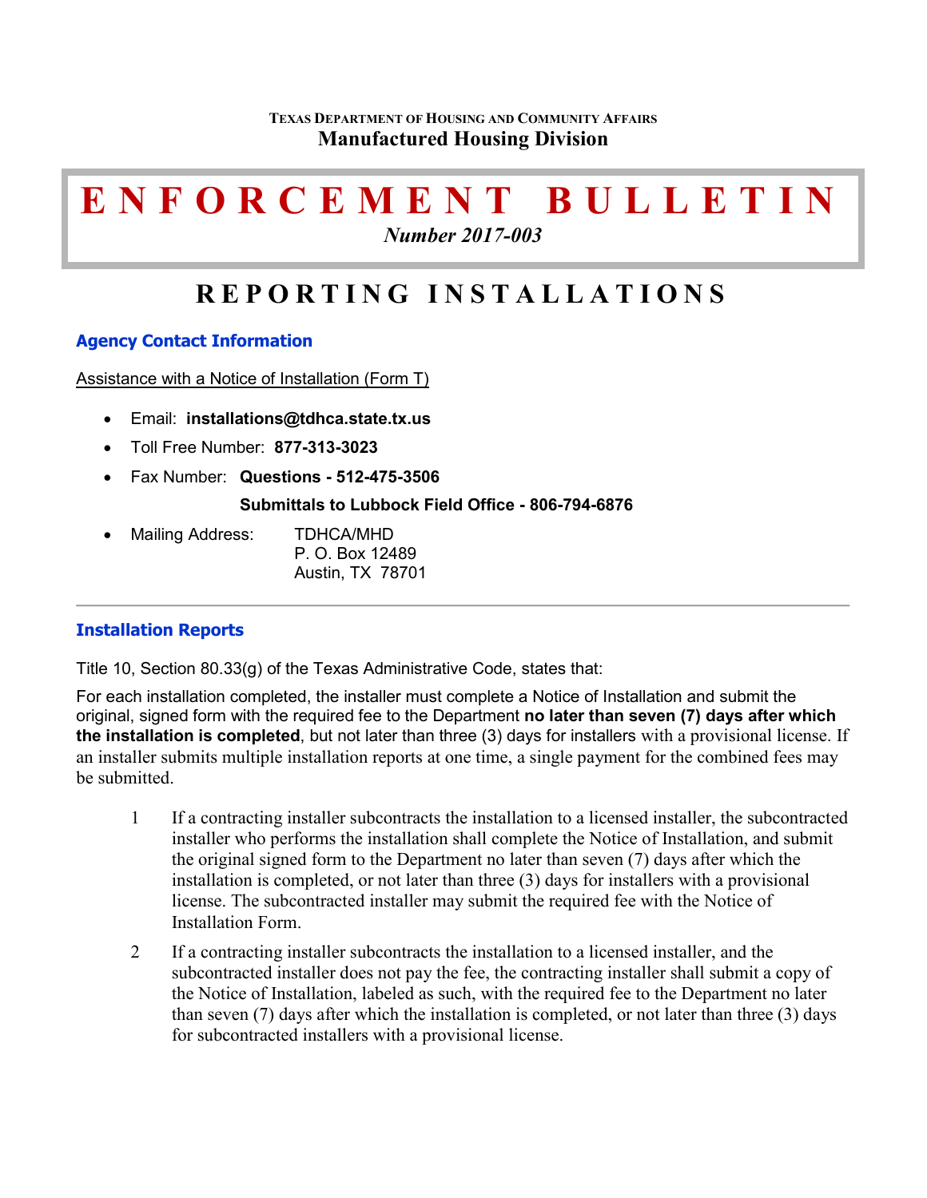**Texas Department of Housing and Community Affairs**
**Manufactured Housing Division**

# ENFORCEMENT BULLETIN

*Number 2017-003*

## REPORTING INSTALLATIONS

### Agency Contact Information

Assistance with a Notice of Installation (Form T)

- Email: **installations@tdhca.state.tx.us**
- Toll Free Number: **877-313-3023**
- Fax Number: **Questions - 512-475-3506**

  **Submittals to Lubbock Field Office - 806-794-6876**
- Mailing Address: TDHCA/MHD
  P. O. Box 12489
  Austin, TX 78701

---

### Installation Reports

Title 10, Section 80.33(g) of the Texas Administrative Code, states that:

For each installation completed, the installer must complete a Notice of Installation and submit the original, signed form with the required fee to the Department **no later than seven (7) days after which the installation is completed**, but not later than three (3) days for installers with a provisional license. If an installer submits multiple installation reports at one time, a single payment for the combined fees may be submitted.

1. If a contracting installer subcontracts the installation to a licensed installer, the subcontracted installer who performs the installation shall complete the Notice of Installation, and submit the original signed form to the Department no later than seven (7) days after which the installation is completed, or not later than three (3) days for installers with a provisional license. The subcontracted installer may submit the required fee with the Notice of Installation Form.
2. If a contracting installer subcontracts the installation to a licensed installer, and the subcontracted installer does not pay the fee, the contracting installer shall submit a copy of the Notice of Installation, labeled as such, with the required fee to the Department no later than seven (7) days after which the installation is completed, or not later than three (3) days for subcontracted installers with a provisional license.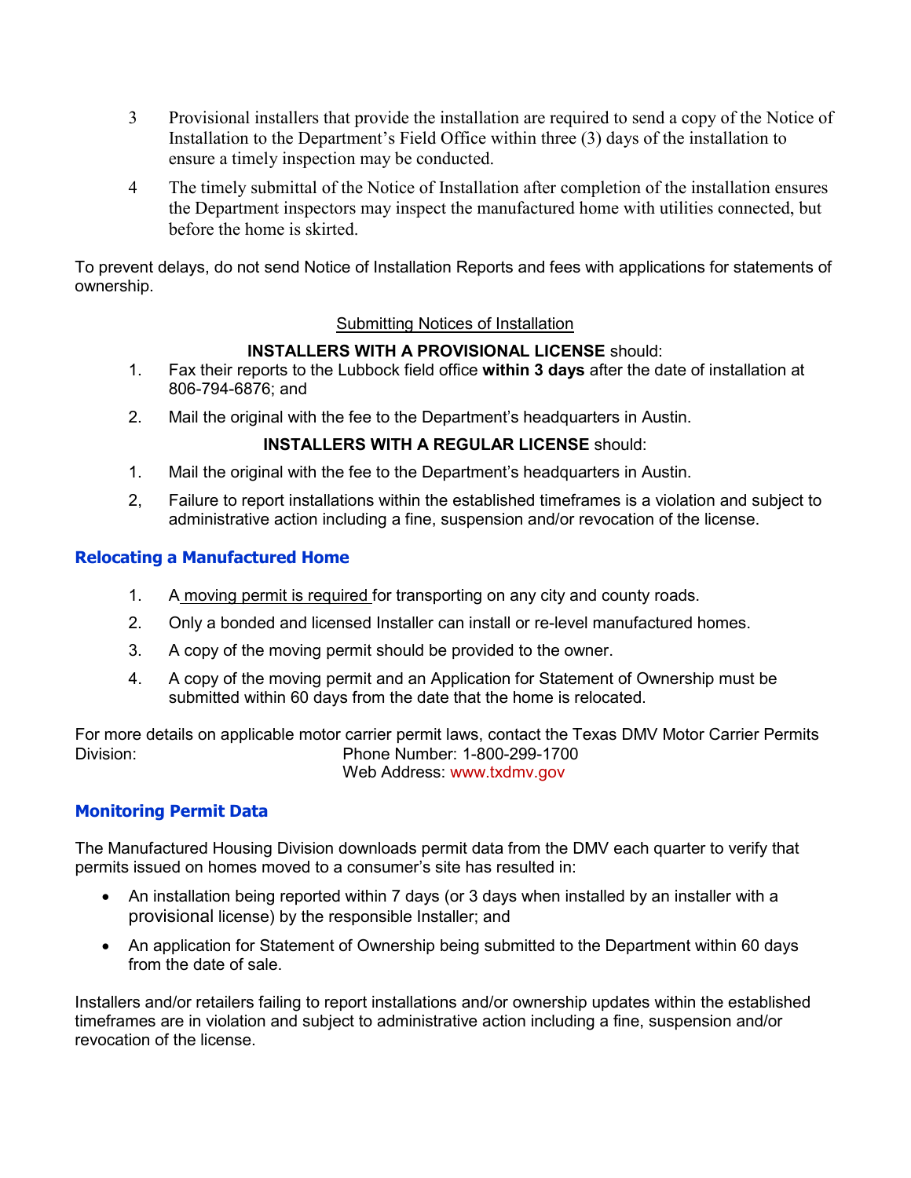3 Provisional installers that provide the installation are required to send a copy of the Notice of Installation to the Department's Field Office within three (3) days of the installation to ensure a timely inspection may be conducted.

4 The timely submittal of the Notice of Installation after completion of the installation ensures the Department inspectors may inspect the manufactured home with utilities connected, but before the home is skirted.

To prevent delays, do not send Notice of Installation Reports and fees with applications for statements of ownership.

Submitting Notices of Installation

**INSTALLERS WITH A PROVISIONAL LICENSE** should:

1. Fax their reports to the Lubbock field office **within 3 days** after the date of installation at 806-794-6876; and
2. Mail the original with the fee to the Department's headquarters in Austin.

**INSTALLERS WITH A REGULAR LICENSE** should:

1. Mail the original with the fee to the Department's headquarters in Austin.

2, Failure to report installations within the established timeframes is a violation and subject to administrative action including a fine, suspension and/or revocation of the license.

## Relocating a Manufactured Home

1. A moving permit is required for transporting on any city and county roads.
2. Only a bonded and licensed Installer can install or re-level manufactured homes.
3. A copy of the moving permit should be provided to the owner.
4. A copy of the moving permit and an Application for Statement of Ownership must be submitted within 60 days from the date that the home is relocated.

For more details on applicable motor carrier permit laws, contact the Texas DMV Motor Carrier Permits Division:
Phone Number: 1-800-299-1700
Web Address: www.txdmv.gov

## Monitoring Permit Data

The Manufactured Housing Division downloads permit data from the DMV each quarter to verify that permits issued on homes moved to a consumer's site has resulted in:

- An installation being reported within 7 days (or 3 days when installed by an installer with a provisional license) by the responsible Installer; and
- An application for Statement of Ownership being submitted to the Department within 60 days from the date of sale.

Installers and/or retailers failing to report installations and/or ownership updates within the established timeframes are in violation and subject to administrative action including a fine, suspension and/or revocation of the license.